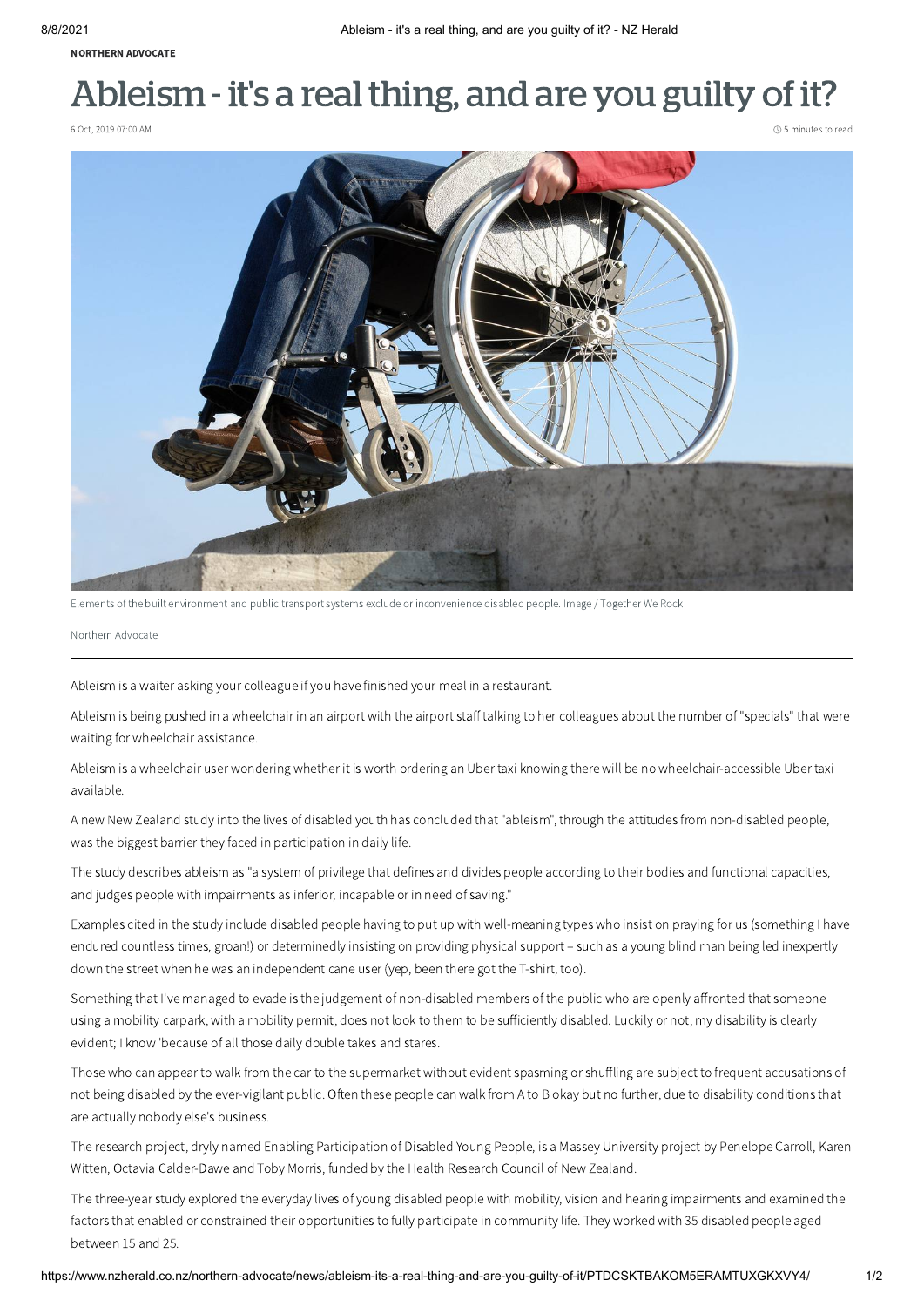NORTHERN ADVOCATE

# Ableism - it's a real thing, and are you guilty of it?

6 Oct, 2019 07:00 AM

5 minutes to read

Elements of the built environment and public transport systems exclude or inconvenience disabled people. Image / Together We Rock

Northern Advocate

Ableism is a waiter asking your colleague if you have finished your meal in a restaurant.

Ableism is being pushed in a wheelchair in an airport with the airport staff talking to her colleagues about the number of "specials" that were waiting for wheelchair assistance.

Ableism is a wheelchair user wondering whether it is worth ordering an Uber taxi knowing there will be no wheelchair-accessible Uber taxi available.

A new New Zealand study into the lives of disabled youth has concluded that "ableism", through the attitudes from non-disabled people, was the biggest barrier they faced in participation in daily life.

The study describes ableism as "a system of privilege that defines and divides people according to their bodies and functional capacities, and judges people with impairments as inferior, incapable or in need of saving."

Examples cited in the study include disabled people having to put up with well-meaning types who insist on praying for us (something I have endured countless times, groan!) or determinedly insisting on providing physical support – such as a young blind man being led inexpertly down the street when he was an independent cane user (yep, been there got the T-shirt, too).

Something that I've managed to evade is the judgement of non-disabled members of the public who are openly affronted that someone using a mobility carpark, with a mobility permit, does not look to them to be sufficiently disabled. Luckily or not, my disability is clearly evident; I know 'because of all those daily double takes and stares.

Those who can appear to walk from the car to the supermarket without evident spasming or shuffling are subject to frequent accusations of not being disabled by the ever-vigilant public. Often these people can walk from A to B okay but no further, due to disability conditions that are actually nobody else's business.

The research project, dryly named Enabling Participation of Disabled Young People, is a Massey University project by Penelope Carroll, Karen Witten, Octavia Calder-Dawe and Toby Morris, funded by the Health Research Council of New Zealand.

The three-year study explored the everyday lives of young disabled people with mobility, vision and hearing impairments and examined the factors that enabled or constrained their opportunities to fully participate in community life. They worked with 35 disabled people aged between 15 and 25.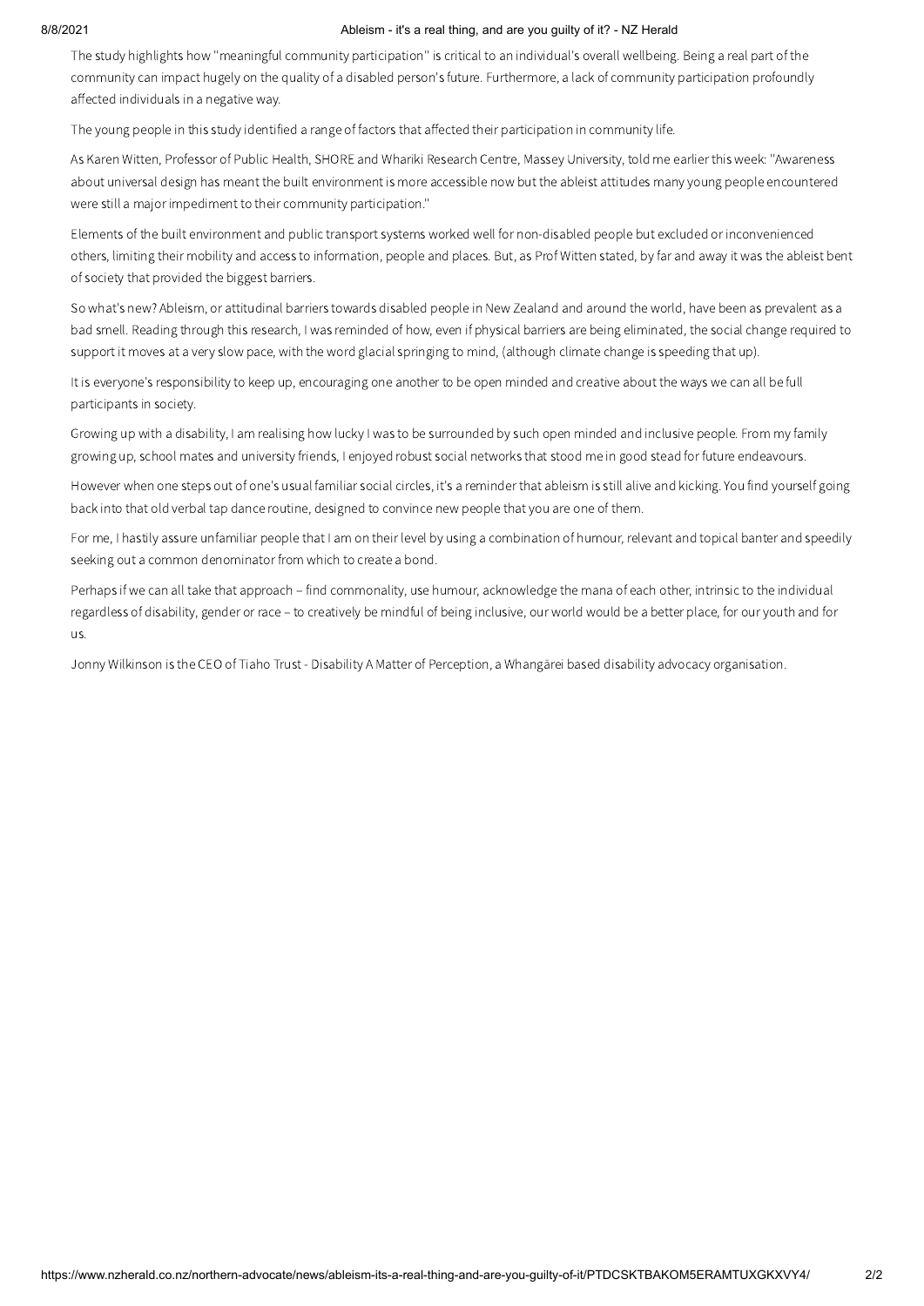The study highlights how "meaningful community participation" is critical to an individual's overall wellbeing. Being a real part of the community can impact hugely on the quality of a disabled person's future. Furthermore, a lack of community participation profoundly affected individuals in a negative way.

The young people in this study identified a range of factors that affected their participation in community life.

As Karen Witten, Professor of Public Health, SHORE and Whariki Research Centre, Massey University, told me earlier this week: "Awareness about universal design has meant the built environment is more accessible now but the ableist attitudes many young people encountered were still a major impediment to their community participation."

Elements of the built environment and public transport systems worked well for non-disabled people but excluded or inconvenienced others, limiting their mobility and access to information, people and places. But, as Prof Witten stated, by far and away it was the ableist bent of society that provided the biggest barriers.

So what's new? Ableism, or attitudinal barriers towards disabled people in New Zealand and around the world, have been as prevalent as a bad smell. Reading through this research, I was reminded of how, even if physical barriers are being eliminated, the social change required to support it moves at a very slow pace, with the word glacial springing to mind, (although climate change is speeding that up).

It is everyone's responsibility to keep up, encouraging one another to be open minded and creative about the ways we can all be full participants in society.

Growing up with a disability, I am realising how lucky I was to be surrounded by such open minded and inclusive people. From my family growing up, school mates and university friends, I enjoyed robust social networks that stood me in good stead for future endeavours.

However when one steps out of one's usual familiar social circles, it's a reminder that ableism is still alive and kicking. You find yourself going back into that old verbal tap dance routine, designed to convince new people that you are one of them.

For me, I hastily assure unfamiliar people that I am on their level by using a combination of humour, relevant and topical banter and speedily seeking out a common denominator from which to create a bond.

Perhaps if we can all take that approach – find commonality, use humour, acknowledge the mana of each other, intrinsic to the individual regardless of disability, gender or race – to creatively be mindful of being inclusive, our world would be a better place, for our youth and for us.

Jonny Wilkinson is the CEO of Tiaho Trust - Disability A Matter of Perception, a Whangārei based disability advocacy organisation.